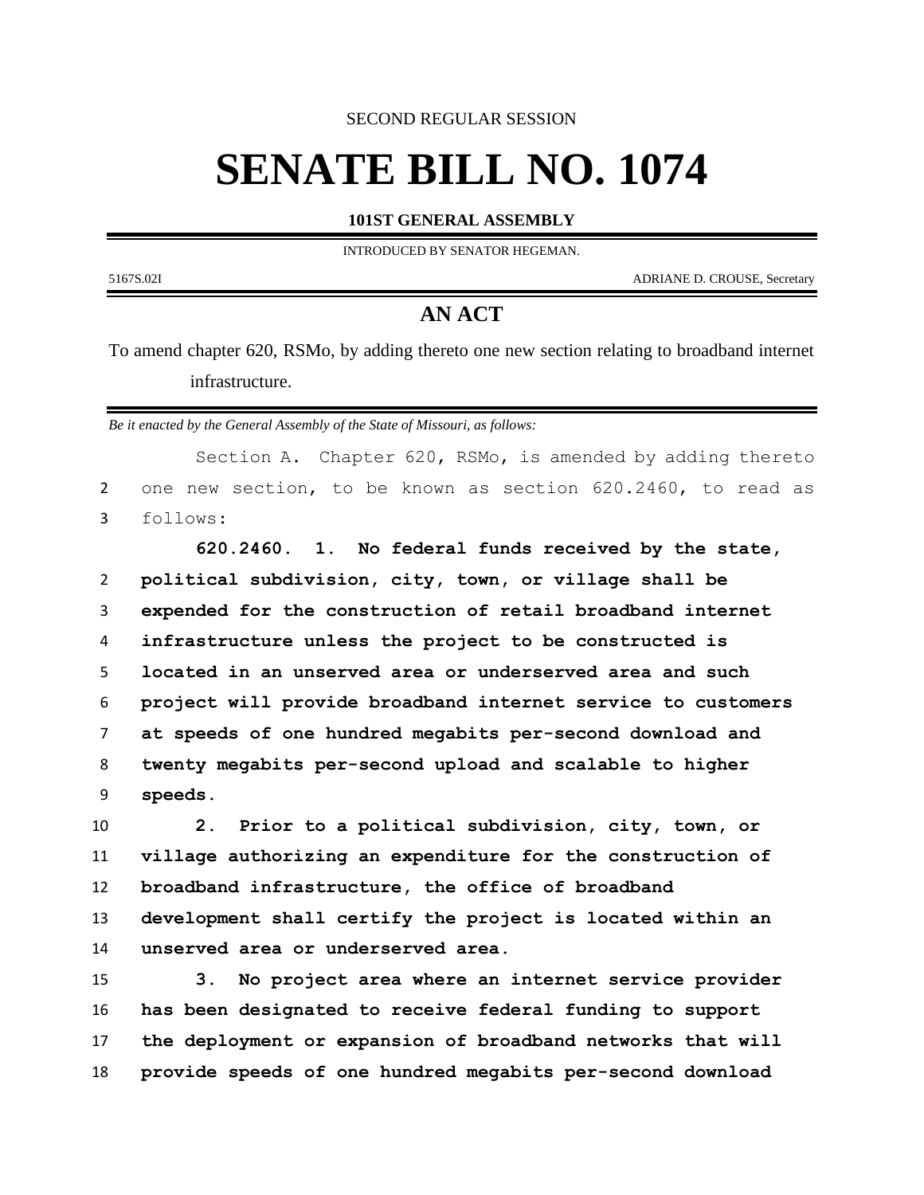SECOND REGULAR SESSION

# SENATE BILL NO. 1074

**101ST GENERAL ASSEMBLY**

INTRODUCED BY SENATOR HEGEMAN.

5167S.02I ADRIANE D. CROUSE, Secretary

## AN ACT

To amend chapter 620, RSMo, by adding thereto one new section relating to broadband internet infrastructure.

*Be it enacted by the General Assembly of the State of Missouri, as follows:*

Section A. Chapter 620, RSMo, is amended by adding thereto one new section, to be known as section 620.2460, to read as follows:

**620.2460. 1. No federal funds received by the state, political subdivision, city, town, or village shall be expended for the construction of retail broadband internet infrastructure unless the project to be constructed is located in an unserved area or underserved area and such project will provide broadband internet service to customers at speeds of one hundred megabits per-second download and twenty megabits per-second upload and scalable to higher speeds.**

**2. Prior to a political subdivision, city, town, or village authorizing an expenditure for the construction of broadband infrastructure, the office of broadband development shall certify the project is located within an unserved area or underserved area.**

**3. No project area where an internet service provider has been designated to receive federal funding to support the deployment or expansion of broadband networks that will provide speeds of one hundred megabits per-second download**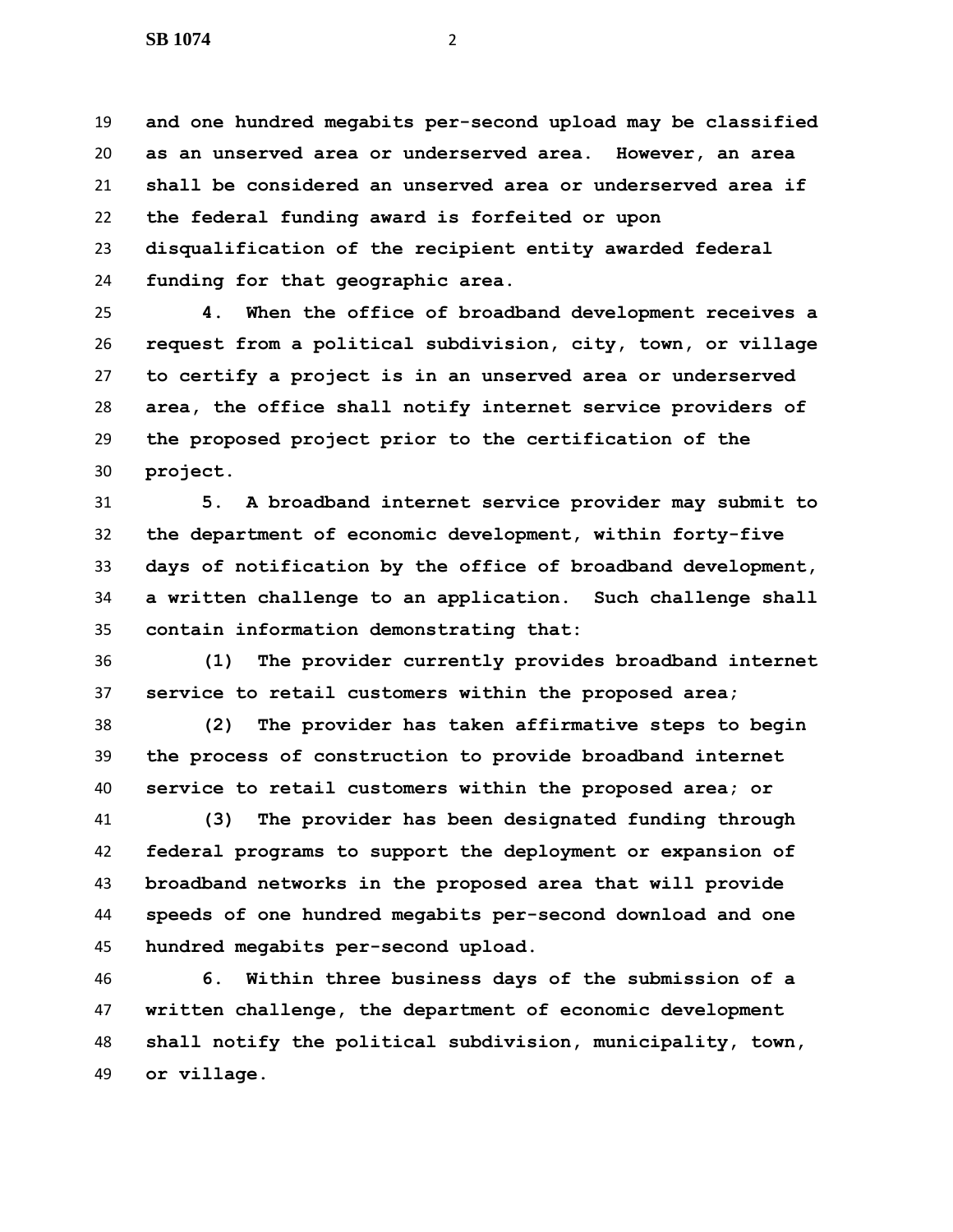**and one hundred megabits per-second upload may be classified as an unserved area or underserved area. However, an area shall be considered an unserved area or underserved area if the federal funding award is forfeited or upon disqualification of the recipient entity awarded federal funding for that geographic area.**

**4. When the office of broadband development receives a request from a political subdivision, city, town, or village to certify a project is in an unserved area or underserved area, the office shall notify internet service providers of the proposed project prior to the certification of the project.**

**5. A broadband internet service provider may submit to the department of economic development, within forty-five days of notification by the office of broadband development, a written challenge to an application. Such challenge shall contain information demonstrating that:**

**(1) The provider currently provides broadband internet service to retail customers within the proposed area;**

**(2) The provider has taken affirmative steps to begin the process of construction to provide broadband internet service to retail customers within the proposed area; or**

**(3) The provider has been designated funding through federal programs to support the deployment or expansion of broadband networks in the proposed area that will provide speeds of one hundred megabits per-second download and one hundred megabits per-second upload.**

**6. Within three business days of the submission of a written challenge, the department of economic development shall notify the political subdivision, municipality, town, or village.**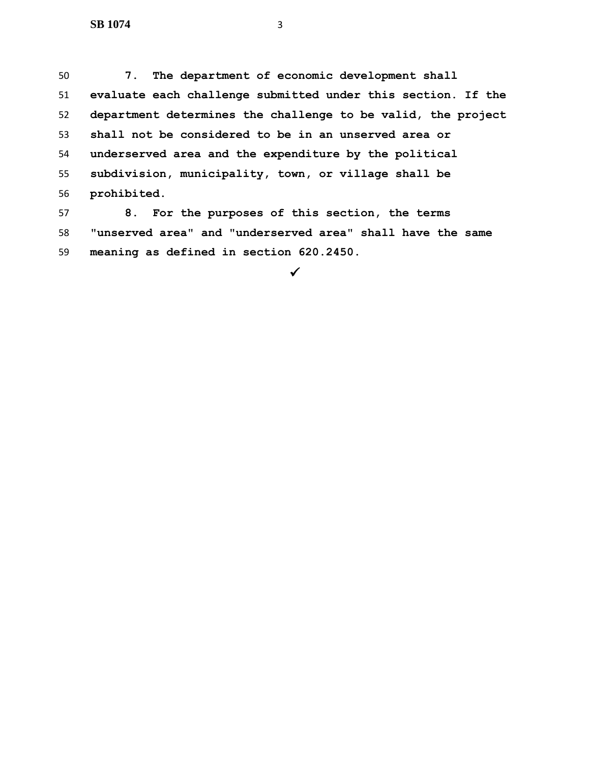**7. The department of economic development shall evaluate each challenge submitted under this section. If the department determines the challenge to be valid, the project shall not be considered to be in an unserved area or underserved area and the expenditure by the political subdivision, municipality, town, or village shall be prohibited.**

**8. For the purposes of this section, the terms "unserved area" and "underserved area" shall have the same meaning as defined in section 620.2450.**

✓